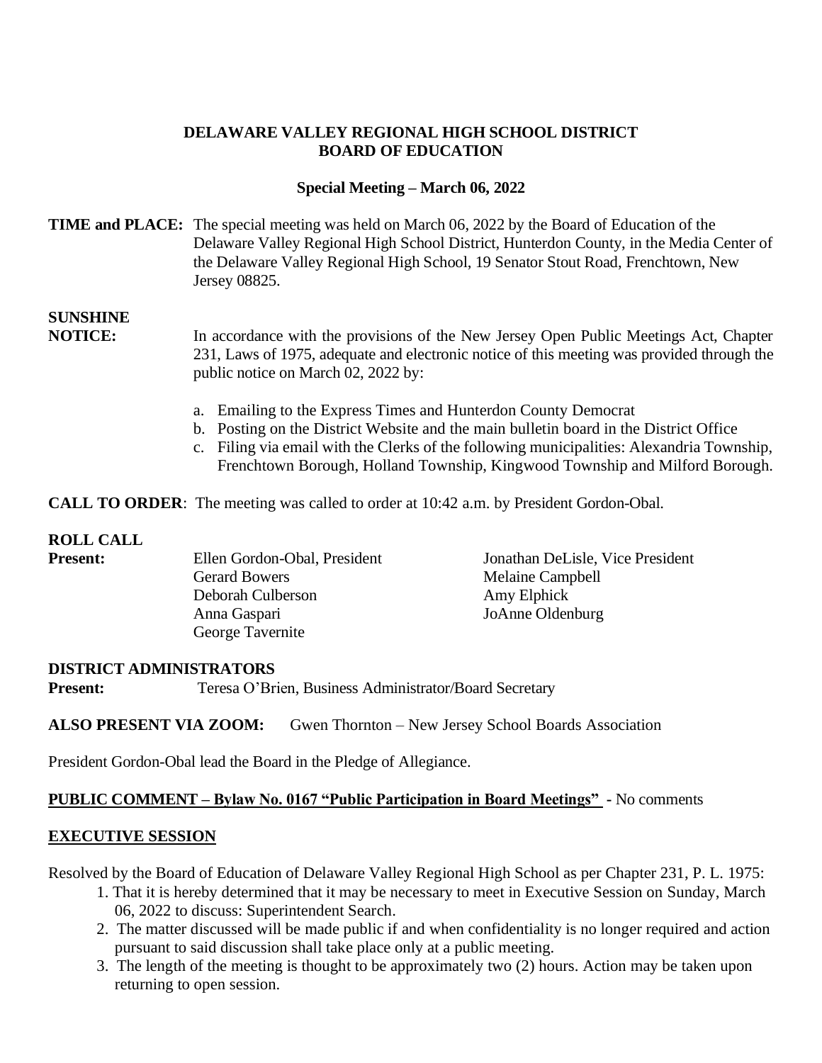**DELAWARE VALLEY REGIONAL HIGH SCHOOL DISTRICT**
**BOARD OF EDUCATION**

**Special Meeting – March 06, 2022**

**TIME and PLACE:** The special meeting was held on March 06, 2022 by the Board of Education of the Delaware Valley Regional High School District, Hunterdon County, in the Media Center of the Delaware Valley Regional High School, 19 Senator Stout Road, Frenchtown, New Jersey 08825.

**SUNSHINE NOTICE:** In accordance with the provisions of the New Jersey Open Public Meetings Act, Chapter 231, Laws of 1975, adequate and electronic notice of this meeting was provided through the public notice on March 02, 2022 by:

a. Emailing to the Express Times and Hunterdon County Democrat
b. Posting on the District Website and the main bulletin board in the District Office
c. Filing via email with the Clerks of the following municipalities: Alexandria Township, Frenchtown Borough, Holland Township, Kingwood Township and Milford Borough.

**CALL TO ORDER**: The meeting was called to order at 10:42 a.m. by President Gordon-Obal.

**ROLL CALL**

**Present:**

Ellen Gordon-Obal, President
Jonathan DeLisle, Vice President
Gerard Bowers
Melaine Campbell
Deborah Culberson
Amy Elphick
Anna Gaspari
JoAnne Oldenburg
George Tavernite

**DISTRICT ADMINISTRATORS**

**Present:** Teresa O'Brien, Business Administrator/Board Secretary

**ALSO PRESENT VIA ZOOM:** Gwen Thornton – New Jersey School Boards Association

President Gordon-Obal lead the Board in the Pledge of Allegiance.

**PUBLIC COMMENT – Bylaw No. 0167 "Public Participation in Board Meetings"** - No comments

**EXECUTIVE SESSION**

Resolved by the Board of Education of Delaware Valley Regional High School as per Chapter 231, P. L. 1975:

1. That it is hereby determined that it may be necessary to meet in Executive Session on Sunday, March 06, 2022 to discuss: Superintendent Search.
2. The matter discussed will be made public if and when confidentiality is no longer required and action pursuant to said discussion shall take place only at a public meeting.
3. The length of the meeting is thought to be approximately two (2) hours. Action may be taken upon returning to open session.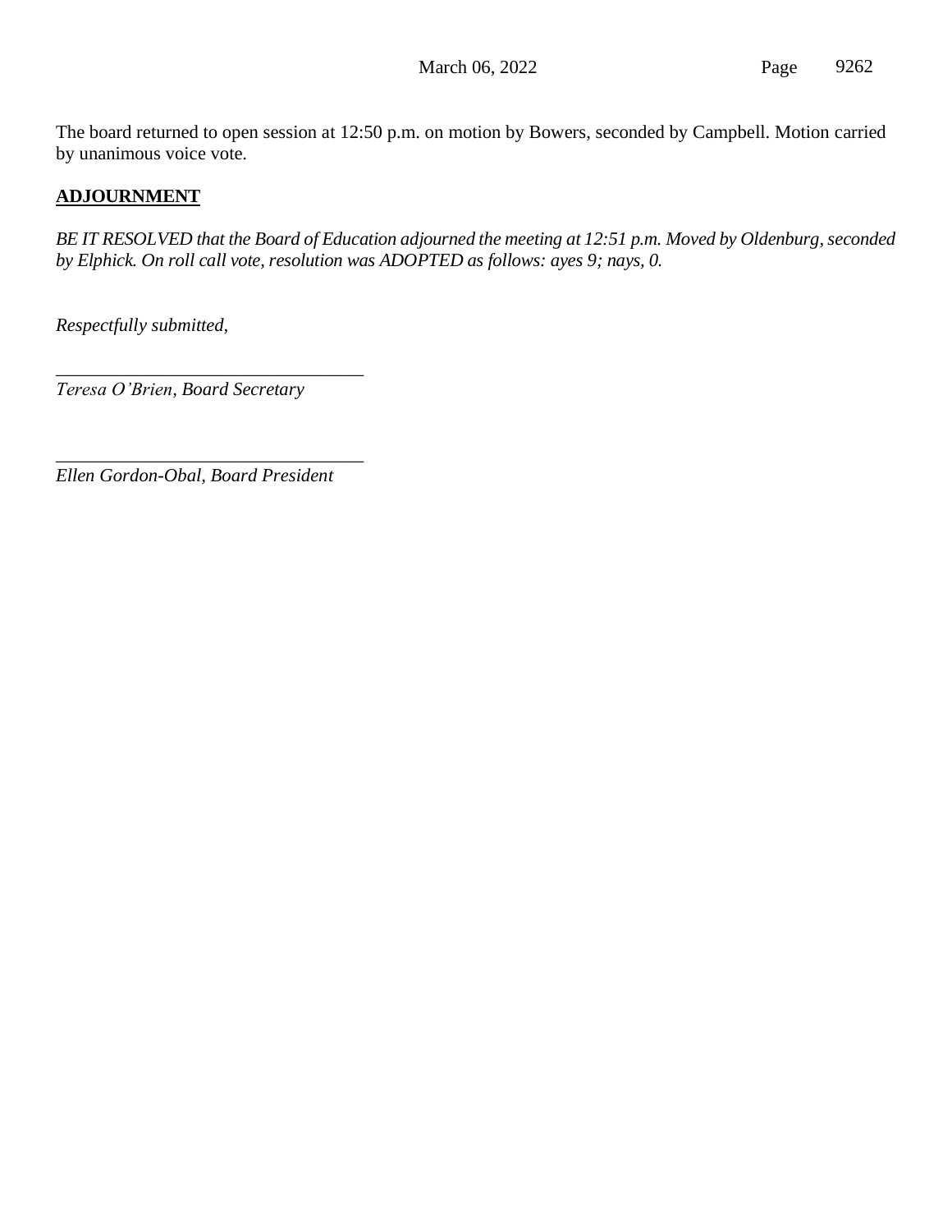The board returned to open session at 12:50 p.m. on motion by Bowers, seconded by Campbell. Motion carried by unanimous voice vote.

**ADJOURNMENT**

*BE IT RESOLVED that the Board of Education adjourned the meeting at 12:51 p.m. Moved by Oldenburg, seconded by Elphick. On roll call vote, resolution was ADOPTED as follows: ayes 9; nays, 0.*

*Respectfully submitted,*

_________________________________
*Teresa O'Brien, Board Secretary*

_________________________________
*Ellen Gordon-Obal, Board President*